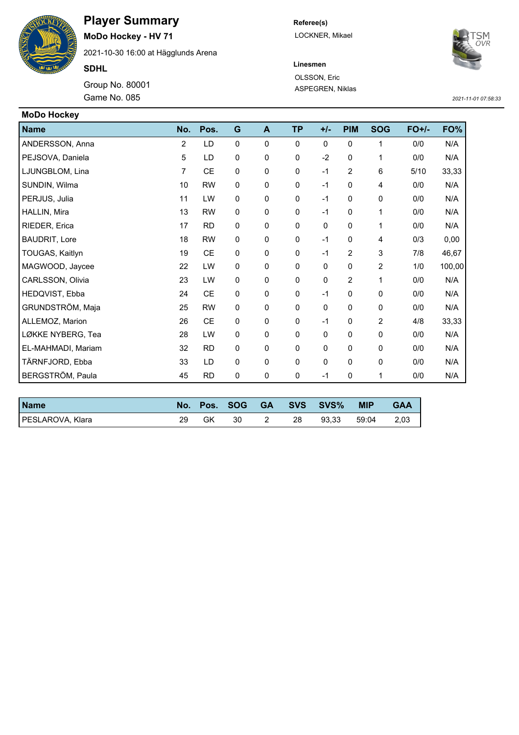# Player Summary

**MoDo Hockey - HV 71**

2021-10-30 16:00 at Hägglunds Arena

**SDHL**

Group No. 80001

Game No. 085

**Referee(s)**

LOCKNER, Mikael

**Linesmen**

OLSSON, Eric
ASPEGREN, Niklas

*2021-11-01 07:58:33*

## MoDo Hockey

| Name | No. | Pos. | G | A | TP | +/- | PIM | SOG | FO+/- | FO% |
|---|---|---|---|---|---|---|---|---|---|---|
| ANDERSSON, Anna | 2 | LD | 0 | 0 | 0 | 0 | 0 | 1 | 0/0 | N/A |
| PEJSOVA, Daniela | 5 | LD | 0 | 0 | 0 | -2 | 0 | 1 | 0/0 | N/A |
| LJUNGBLOM, Lina | 7 | CE | 0 | 0 | 0 | -1 | 2 | 6 | 5/10 | 33,33 |
| SUNDIN, Wilma | 10 | RW | 0 | 0 | 0 | -1 | 0 | 4 | 0/0 | N/A |
| PERJUS, Julia | 11 | LW | 0 | 0 | 0 | -1 | 0 | 0 | 0/0 | N/A |
| HALLIN, Mira | 13 | RW | 0 | 0 | 0 | -1 | 0 | 1 | 0/0 | N/A |
| RIEDER, Erica | 17 | RD | 0 | 0 | 0 | 0 | 0 | 1 | 0/0 | N/A |
| BAUDRIT, Lore | 18 | RW | 0 | 0 | 0 | -1 | 0 | 4 | 0/3 | 0,00 |
| TOUGAS, Kaitlyn | 19 | CE | 0 | 0 | 0 | -1 | 2 | 3 | 7/8 | 46,67 |
| MAGWOOD, Jaycee | 22 | LW | 0 | 0 | 0 | 0 | 0 | 2 | 1/0 | 100,00 |
| CARLSSON, Olivia | 23 | LW | 0 | 0 | 0 | 0 | 2 | 1 | 0/0 | N/A |
| HEDQVIST, Ebba | 24 | CE | 0 | 0 | 0 | -1 | 0 | 0 | 0/0 | N/A |
| GRUNDSTRÖM, Maja | 25 | RW | 0 | 0 | 0 | 0 | 0 | 0 | 0/0 | N/A |
| ALLEMOZ, Marion | 26 | CE | 0 | 0 | 0 | -1 | 0 | 2 | 4/8 | 33,33 |
| LØKKE NYBERG, Tea | 28 | LW | 0 | 0 | 0 | 0 | 0 | 0 | 0/0 | N/A |
| EL-MAHMADI, Mariam | 32 | RD | 0 | 0 | 0 | 0 | 0 | 0 | 0/0 | N/A |
| TÄRNFJORD, Ebba | 33 | LD | 0 | 0 | 0 | 0 | 0 | 0 | 0/0 | N/A |
| BERGSTRÖM, Paula | 45 | RD | 0 | 0 | 0 | -1 | 0 | 1 | 0/0 | N/A |

| Name | No. | Pos. | SOG | GA | SVS | SVS% | MIP | GAA |
|---|---|---|---|---|---|---|---|---|
| PESLAROVA, Klara | 29 | GK | 30 | 2 | 28 | 93,33 | 59:04 | 2,03 |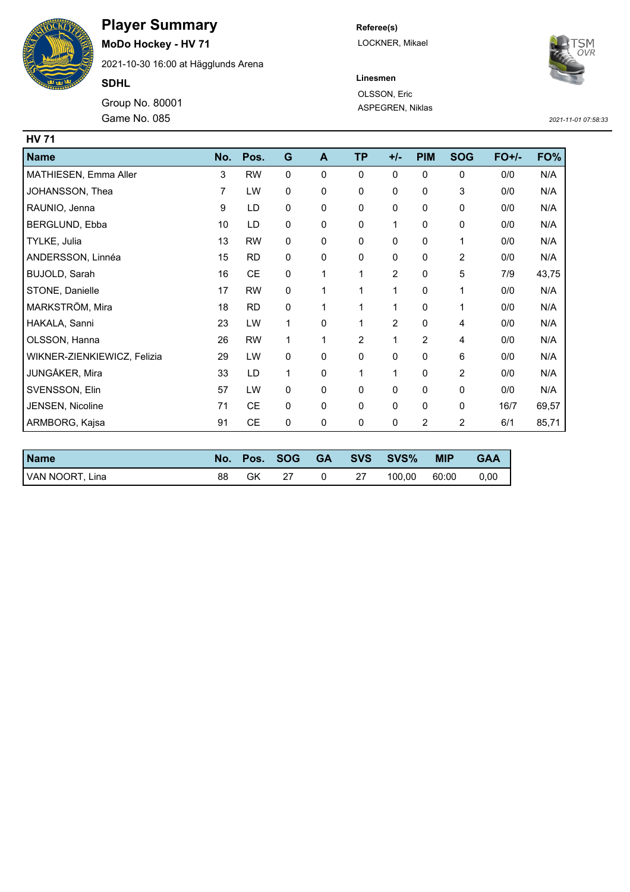# Player Summary

**MoDo Hockey - HV 71**

2021-10-30 16:00 at Hägglunds Arena

**SDHL**

Group No. 80001

Game No. 085

**Referee(s)**

LOCKNER, Mikael

**Linesmen**

OLSSON, Eric

ASPEGREN, Niklas

*2021-11-01 07:58:33*

## HV 71

| Name | No. | Pos. | G | A | TP | +/- | PIM | SOG | FO+/- | FO% |
|---|---|---|---|---|---|---|---|---|---|---|
| MATHIESEN, Emma Aller | 3 | RW | 0 | 0 | 0 | 0 | 0 | 0 | 0/0 | N/A |
| JOHANSSON, Thea | 7 | LW | 0 | 0 | 0 | 0 | 0 | 3 | 0/0 | N/A |
| RAUNIO, Jenna | 9 | LD | 0 | 0 | 0 | 0 | 0 | 0 | 0/0 | N/A |
| BERGLUND, Ebba | 10 | LD | 0 | 0 | 0 | 1 | 0 | 0 | 0/0 | N/A |
| TYLKE, Julia | 13 | RW | 0 | 0 | 0 | 0 | 0 | 1 | 0/0 | N/A |
| ANDERSSON, Linnéa | 15 | RD | 0 | 0 | 0 | 0 | 0 | 2 | 0/0 | N/A |
| BUJOLD, Sarah | 16 | CE | 0 | 1 | 1 | 2 | 0 | 5 | 7/9 | 43,75 |
| STONE, Danielle | 17 | RW | 0 | 1 | 1 | 1 | 0 | 1 | 0/0 | N/A |
| MARKSTRÖM, Mira | 18 | RD | 0 | 1 | 1 | 1 | 0 | 1 | 0/0 | N/A |
| HAKALA, Sanni | 23 | LW | 1 | 0 | 1 | 2 | 0 | 4 | 0/0 | N/A |
| OLSSON, Hanna | 26 | RW | 1 | 1 | 2 | 1 | 2 | 4 | 0/0 | N/A |
| WIKNER-ZIENKIEWICZ, Felizia | 29 | LW | 0 | 0 | 0 | 0 | 0 | 6 | 0/0 | N/A |
| JUNGÅKER, Mira | 33 | LD | 1 | 0 | 1 | 1 | 0 | 2 | 0/0 | N/A |
| SVENSSON, Elin | 57 | LW | 0 | 0 | 0 | 0 | 0 | 0 | 0/0 | N/A |
| JENSEN, Nicoline | 71 | CE | 0 | 0 | 0 | 0 | 0 | 0 | 16/7 | 69,57 |
| ARMBORG, Kajsa | 91 | CE | 0 | 0 | 0 | 0 | 2 | 2 | 6/1 | 85,71 |

| Name | No. | Pos. | SOG | GA | SVS | SVS% | MIP | GAA |
|---|---|---|---|---|---|---|---|---|
| VAN NOORT, Lina | 88 | GK | 27 | 0 | 27 | 100,00 | 60:00 | 0,00 |